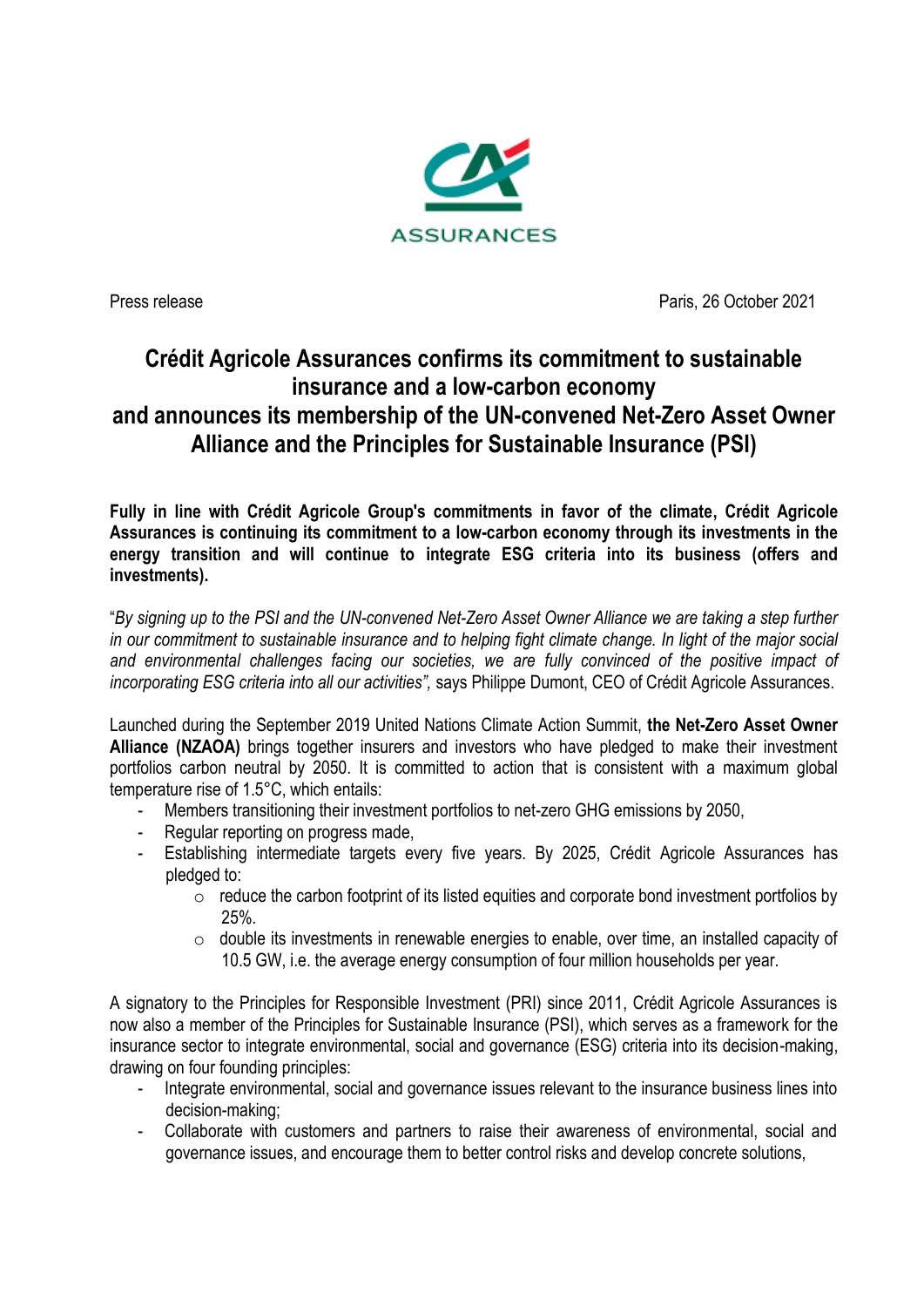ASSURANCES

Press release

Paris, 26 October 2021

# Crédit Agricole Assurances confirms its commitment to sustainable insurance and a low-carbon economy and announces its membership of the UN-convened Net-Zero Asset Owner Alliance and the Principles for Sustainable Insurance (PSI)

**Fully in line with Crédit Agricole Group's commitments in favor of the climate, Crédit Agricole Assurances is continuing its commitment to a low-carbon economy through its investments in the energy transition and will continue to integrate ESG criteria into its business (offers and investments).**

"*By signing up to the PSI and the UN-convened Net-Zero Asset Owner Alliance we are taking a step further in our commitment to sustainable insurance and to helping fight climate change. In light of the major social and environmental challenges facing our societies, we are fully convinced of the positive impact of incorporating ESG criteria into all our activities",* says Philippe Dumont, CEO of Crédit Agricole Assurances.

Launched during the September 2019 United Nations Climate Action Summit, **the Net-Zero Asset Owner Alliance (NZAOA)** brings together insurers and investors who have pledged to make their investment portfolios carbon neutral by 2050. It is committed to action that is consistent with a maximum global temperature rise of 1.5°C, which entails:

- Members transitioning their investment portfolios to net-zero GHG emissions by 2050,
- Regular reporting on progress made,
- Establishing intermediate targets every five years. By 2025, Crédit Agricole Assurances has pledged to:
  - reduce the carbon footprint of its listed equities and corporate bond investment portfolios by 25%.
  - double its investments in renewable energies to enable, over time, an installed capacity of 10.5 GW, i.e. the average energy consumption of four million households per year.

A signatory to the Principles for Responsible Investment (PRI) since 2011, Crédit Agricole Assurances is now also a member of the Principles for Sustainable Insurance (PSI), which serves as a framework for the insurance sector to integrate environmental, social and governance (ESG) criteria into its decision-making, drawing on four founding principles:

- Integrate environmental, social and governance issues relevant to the insurance business lines into decision-making;
- Collaborate with customers and partners to raise their awareness of environmental, social and governance issues, and encourage them to better control risks and develop concrete solutions,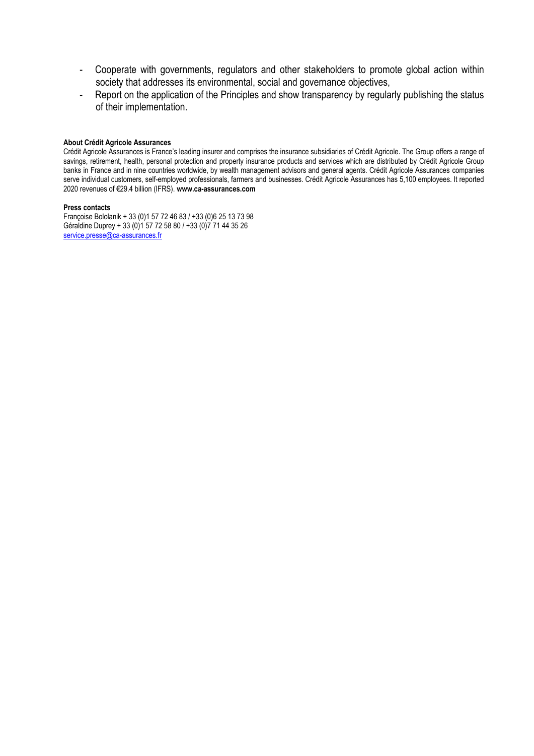- Cooperate with governments, regulators and other stakeholders to promote global action within society that addresses its environmental, social and governance objectives,
- Report on the application of the Principles and show transparency by regularly publishing the status of their implementation.

**About Crédit Agricole Assurances**

Crédit Agricole Assurances is France's leading insurer and comprises the insurance subsidiaries of Crédit Agricole. The Group offers a range of savings, retirement, health, personal protection and property insurance products and services which are distributed by Crédit Agricole Group banks in France and in nine countries worldwide, by wealth management advisors and general agents. Crédit Agricole Assurances companies serve individual customers, self-employed professionals, farmers and businesses. Crédit Agricole Assurances has 5,100 employees. It reported 2020 revenues of €29.4 billion (IFRS). **www.ca-assurances.com**

**Press contacts**

Françoise Bololanik + 33 (0)1 57 72 46 83 / +33 (0)6 25 13 73 98
Géraldine Duprey + 33 (0)1 57 72 58 80 / +33 (0)7 71 44 35 26
service.presse@ca-assurances.fr